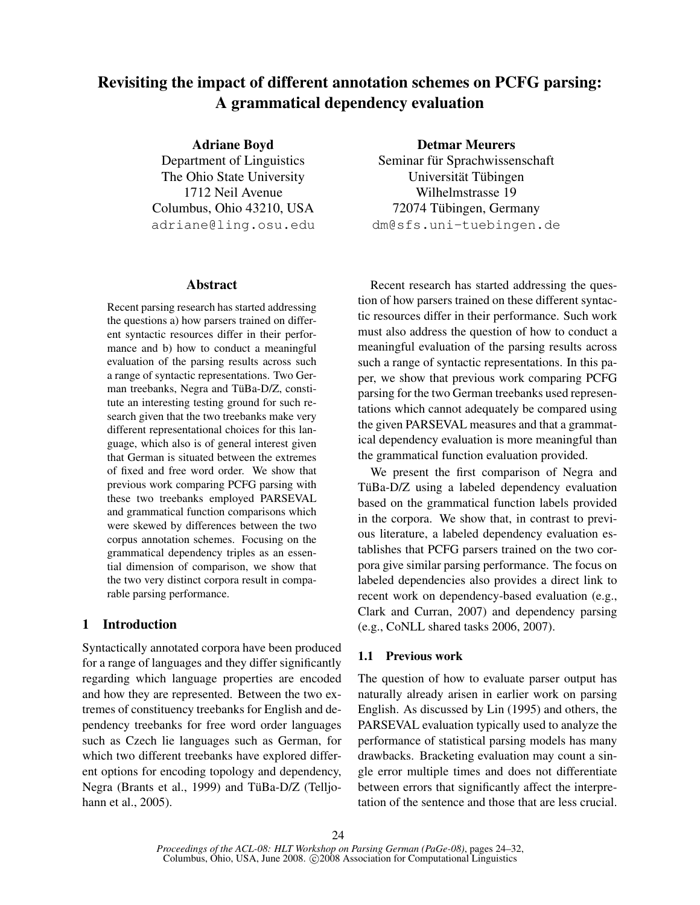# Revisiting the impact of different annotation schemes on PCFG parsing: A grammatical dependency evaluation

**Adriane Boyd**
Department of Linguistics
The Ohio State University
1712 Neil Avenue
Columbus, Ohio 43210, USA
adriane@ling.osu.edu

**Detmar Meurers**
Seminar für Sprachwissenschaft
Universität Tübingen
Wilhelmstrasse 19
72074 Tübingen, Germany
dm@sfs.uni-tuebingen.de

## Abstract

Recent parsing research has started addressing the questions a) how parsers trained on different syntactic resources differ in their performance and b) how to conduct a meaningful evaluation of the parsing results across such a range of syntactic representations. Two German treebanks, Negra and TüBa-D/Z, constitute an interesting testing ground for such research given that the two treebanks make very different representational choices for this language, which also is of general interest given that German is situated between the extremes of fixed and free word order. We show that previous work comparing PCFG parsing with these two treebanks employed PARSEVAL and grammatical function comparisons which were skewed by differences between the two corpus annotation schemes. Focusing on the grammatical dependency triples as an essential dimension of comparison, we show that the two very distinct corpora result in comparable parsing performance.

## 1 Introduction

Syntactically annotated corpora have been produced for a range of languages and they differ significantly regarding which language properties are encoded and how they are represented. Between the two extremes of constituency treebanks for English and dependency treebanks for free word order languages such as Czech lie languages such as German, for which two different treebanks have explored different options for encoding topology and dependency, Negra (Brants et al., 1999) and TüBa-D/Z (Telljohann et al., 2005).

Recent research has started addressing the question of how parsers trained on these different syntactic resources differ in their performance. Such work must also address the question of how to conduct a meaningful evaluation of the parsing results across such a range of syntactic representations. In this paper, we show that previous work comparing PCFG parsing for the two German treebanks used representations which cannot adequately be compared using the given PARSEVAL measures and that a grammatical dependency evaluation is more meaningful than the grammatical function evaluation provided.

We present the first comparison of Negra and TüBa-D/Z using a labeled dependency evaluation based on the grammatical function labels provided in the corpora. We show that, in contrast to previous literature, a labeled dependency evaluation establishes that PCFG parsers trained on the two corpora give similar parsing performance. The focus on labeled dependencies also provides a direct link to recent work on dependency-based evaluation (e.g., Clark and Curran, 2007) and dependency parsing (e.g., CoNLL shared tasks 2006, 2007).

### 1.1 Previous work

The question of how to evaluate parser output has naturally already arisen in earlier work on parsing English. As discussed by Lin (1995) and others, the PARSEVAL evaluation typically used to analyze the performance of statistical parsing models has many drawbacks. Bracketing evaluation may count a single error multiple times and does not differentiate between errors that significantly affect the interpretation of the sentence and those that are less crucial.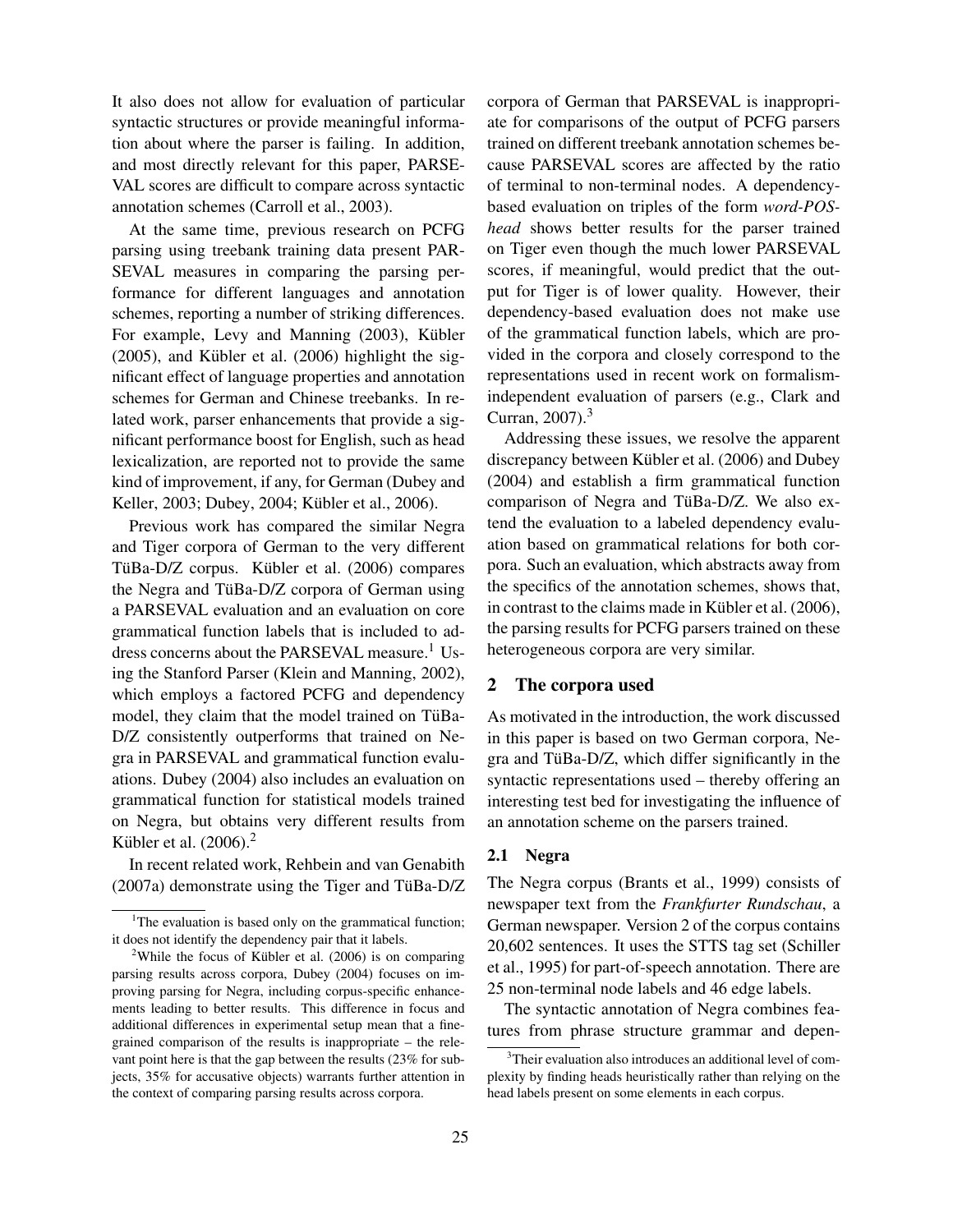It also does not allow for evaluation of particular syntactic structures or provide meaningful information about where the parser is failing. In addition, and most directly relevant for this paper, PARSEVAL scores are difficult to compare across syntactic annotation schemes (Carroll et al., 2003).

At the same time, previous research on PCFG parsing using treebank training data present PARSEVAL measures in comparing the parsing performance for different languages and annotation schemes, reporting a number of striking differences. For example, Levy and Manning (2003), Kübler (2005), and Kübler et al. (2006) highlight the significant effect of language properties and annotation schemes for German and Chinese treebanks. In related work, parser enhancements that provide a significant performance boost for English, such as head lexicalization, are reported not to provide the same kind of improvement, if any, for German (Dubey and Keller, 2003; Dubey, 2004; Kübler et al., 2006).

Previous work has compared the similar Negra and Tiger corpora of German to the very different TüBa-D/Z corpus. Kübler et al. (2006) compares the Negra and TüBa-D/Z corpora of German using a PARSEVAL evaluation and an evaluation on core grammatical function labels that is included to address concerns about the PARSEVAL measure.[1] Using the Stanford Parser (Klein and Manning, 2002), which employs a factored PCFG and dependency model, they claim that the model trained on TüBa-D/Z consistently outperforms that trained on Negra in PARSEVAL and grammatical function evaluations. Dubey (2004) also includes an evaluation on grammatical function for statistical models trained on Negra, but obtains very different results from Kübler et al. (2006).[2]

In recent related work, Rehbein and van Genabith (2007a) demonstrate using the Tiger and TüBa-D/Z corpora of German that PARSEVAL is inappropriate for comparisons of the output of PCFG parsers trained on different treebank annotation schemes because PARSEVAL scores are affected by the ratio of terminal to non-terminal nodes. A dependency-based evaluation on triples of the form *word-POS-head* shows better results for the parser trained on Tiger even though the much lower PARSEVAL scores, if meaningful, would predict that the output for Tiger is of lower quality. However, their dependency-based evaluation does not make use of the grammatical function labels, which are provided in the corpora and closely correspond to the representations used in recent work on formalism-independent evaluation of parsers (e.g., Clark and Curran, 2007).[3]

Addressing these issues, we resolve the apparent discrepancy between Kübler et al. (2006) and Dubey (2004) and establish a firm grammatical function comparison of Negra and TüBa-D/Z. We also extend the evaluation to a labeled dependency evaluation based on grammatical relations for both corpora. Such an evaluation, which abstracts away from the specifics of the annotation schemes, shows that, in contrast to the claims made in Kübler et al. (2006), the parsing results for PCFG parsers trained on these heterogeneous corpora are very similar.

## 2 The corpora used

As motivated in the introduction, the work discussed in this paper is based on two German corpora, Negra and TüBa-D/Z, which differ significantly in the syntactic representations used – thereby offering an interesting test bed for investigating the influence of an annotation scheme on the parsers trained.

### 2.1 Negra

The Negra corpus (Brants et al., 1999) consists of newspaper text from the *Frankfurter Rundschau*, a German newspaper. Version 2 of the corpus contains 20,602 sentences. It uses the STTS tag set (Schiller et al., 1995) for part-of-speech annotation. There are 25 non-terminal node labels and 46 edge labels.

The syntactic annotation of Negra combines features from phrase structure grammar and depen-

---

[1] The evaluation is based only on the grammatical function; it does not identify the dependency pair that it labels.

[2] While the focus of Kübler et al. (2006) is on comparing parsing results across corpora, Dubey (2004) focuses on improving parsing for Negra, including corpus-specific enhancements leading to better results. This difference in focus and additional differences in experimental setup mean that a fine-grained comparison of the results is inappropriate – the relevant point here is that the gap between the results (23% for subjects, 35% for accusative objects) warrants further attention in the context of comparing parsing results across corpora.

[3] Their evaluation also introduces an additional level of complexity by finding heads heuristically rather than relying on the head labels present on some elements in each corpus.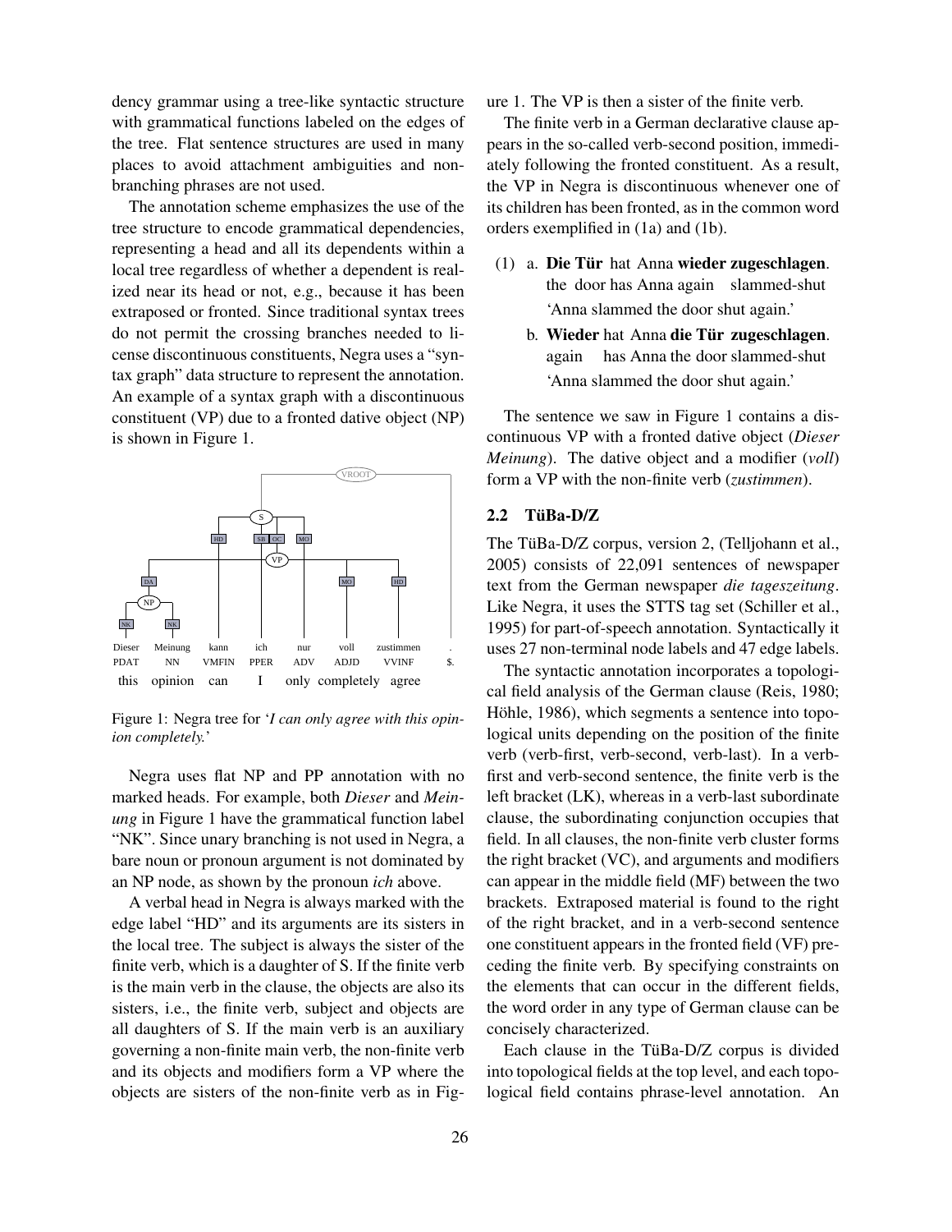dency grammar using a tree-like syntactic structure with grammatical functions labeled on the edges of the tree. Flat sentence structures are used in many places to avoid attachment ambiguities and non-branching phrases are not used.

The annotation scheme emphasizes the use of the tree structure to encode grammatical dependencies, representing a head and all its dependents within a local tree regardless of whether a dependent is realized near its head or not, e.g., because it has been extraposed or fronted. Since traditional syntax trees do not permit the crossing branches needed to license discontinuous constituents, Negra uses a "syntax graph" data structure to represent the annotation. An example of a syntax graph with a discontinuous constituent (VP) due to a fronted dative object (NP) is shown in Figure 1.

Figure 1: Negra tree for '*I can only agree with this opinion completely.*'

Negra uses flat NP and PP annotation with no marked heads. For example, both *Dieser* and *Meinung* in Figure 1 have the grammatical function label "NK". Since unary branching is not used in Negra, a bare noun or pronoun argument is not dominated by an NP node, as shown by the pronoun *ich* above.

A verbal head in Negra is always marked with the edge label "HD" and its arguments are its sisters in the local tree. The subject is always the sister of the finite verb, which is a daughter of S. If the finite verb is the main verb in the clause, the objects are also its sisters, i.e., the finite verb, subject and objects are all daughters of S. If the main verb is an auxiliary governing a non-finite main verb, the non-finite verb and its objects and modifiers form a VP where the objects are sisters of the non-finite verb as in Figure 1. The VP is then a sister of the finite verb.

The finite verb in a German declarative clause appears in the so-called verb-second position, immediately following the fronted constituent. As a result, the VP in Negra is discontinuous whenever one of its children has been fronted, as in the common word orders exemplified in (1a) and (1b).

(1) a. **Die Tür** hat Anna **wieder zugeschlagen**.
   the door has Anna again slammed-shut
   'Anna slammed the door shut again.'

   b. **Wieder** hat Anna **die Tür zugeschlagen**.
   again has Anna the door slammed-shut
   'Anna slammed the door shut again.'

The sentence we saw in Figure 1 contains a discontinuous VP with a fronted dative object (*Dieser Meinung*). The dative object and a modifier (*voll*) form a VP with the non-finite verb (*zustimmen*).

### 2.2 TüBa-D/Z

The TüBa-D/Z corpus, version 2, (Telljohann et al., 2005) consists of 22,091 sentences of newspaper text from the German newspaper *die tageszeitung*. Like Negra, it uses the STTS tag set (Schiller et al., 1995) for part-of-speech annotation. Syntactically it uses 27 non-terminal node labels and 47 edge labels.

The syntactic annotation incorporates a topological field analysis of the German clause (Reis, 1980; Höhle, 1986), which segments a sentence into topological units depending on the position of the finite verb (verb-first, verb-second, verb-last). In a verb-first and verb-second sentence, the finite verb is the left bracket (LK), whereas in a verb-last subordinate clause, the subordinating conjunction occupies that field. In all clauses, the non-finite verb cluster forms the right bracket (VC), and arguments and modifiers can appear in the middle field (MF) between the two brackets. Extraposed material is found to the right of the right bracket, and in a verb-second sentence one constituent appears in the fronted field (VF) preceding the finite verb. By specifying constraints on the elements that can occur in the different fields, the word order in any type of German clause can be concisely characterized.

Each clause in the TüBa-D/Z corpus is divided into topological fields at the top level, and each topological field contains phrase-level annotation. An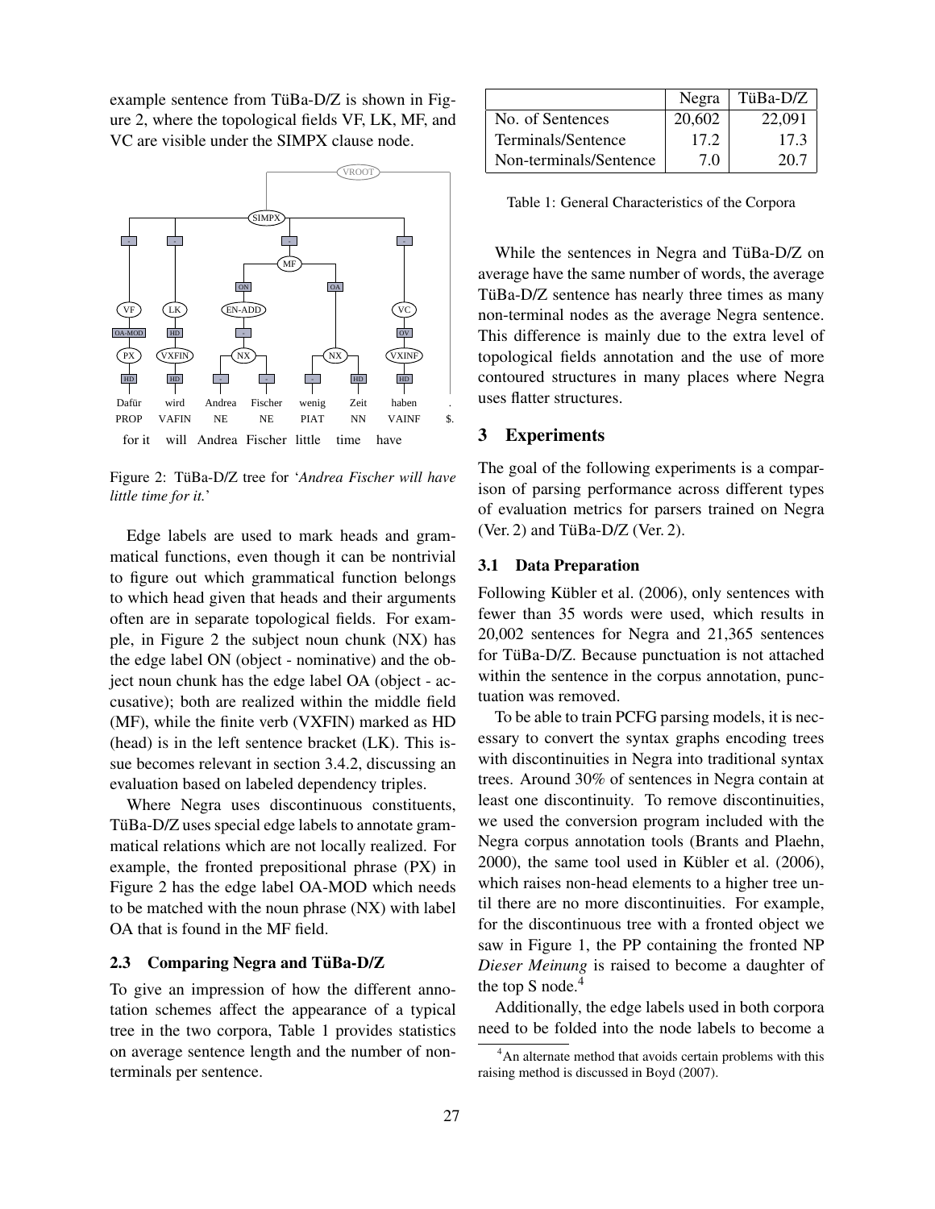example sentence from TüBa-D/Z is shown in Figure 2, where the topological fields VF, LK, MF, and VC are visible under the SIMPX clause node.

Figure 2: TüBa-D/Z tree for '*Andrea Fischer will have little time for it.*'

Edge labels are used to mark heads and grammatical functions, even though it can be nontrivial to figure out which grammatical function belongs to which head given that heads and their arguments often are in separate topological fields. For example, in Figure 2 the subject noun chunk (NX) has the edge label ON (object - nominative) and the object noun chunk has the edge label OA (object - accusative); both are realized within the middle field (MF), while the finite verb (VXFIN) marked as HD (head) is in the left sentence bracket (LK). This issue becomes relevant in section 3.4.2, discussing an evaluation based on labeled dependency triples.

Where Negra uses discontinuous constituents, TüBa-D/Z uses special edge labels to annotate grammatical relations which are not locally realized. For example, the fronted prepositional phrase (PX) in Figure 2 has the edge label OA-MOD which needs to be matched with the noun phrase (NX) with label OA that is found in the MF field.

### 2.3 Comparing Negra and TüBa-D/Z

To give an impression of how the different annotation schemes affect the appearance of a typical tree in the two corpora, Table 1 provides statistics on average sentence length and the number of non-terminals per sentence.

|  | Negra | TüBa-D/Z |
|---|---|---|
| No. of Sentences | 20,602 | 22,091 |
| Terminals/Sentence | 17.2 | 17.3 |
| Non-terminals/Sentence | 7.0 | 20.7 |

Table 1: General Characteristics of the Corpora

While the sentences in Negra and TüBa-D/Z on average have the same number of words, the average TüBa-D/Z sentence has nearly three times as many non-terminal nodes as the average Negra sentence. This difference is mainly due to the extra level of topological fields annotation and the use of more contoured structures in many places where Negra uses flatter structures.

## 3 Experiments

The goal of the following experiments is a comparison of parsing performance across different types of evaluation metrics for parsers trained on Negra (Ver. 2) and TüBa-D/Z (Ver. 2).

### 3.1 Data Preparation

Following Kübler et al. (2006), only sentences with fewer than 35 words were used, which results in 20,002 sentences for Negra and 21,365 sentences for TüBa-D/Z. Because punctuation is not attached within the sentence in the corpus annotation, punctuation was removed.

To be able to train PCFG parsing models, it is necessary to convert the syntax graphs encoding trees with discontinuities in Negra into traditional syntax trees. Around 30% of sentences in Negra contain at least one discontinuity. To remove discontinuities, we used the conversion program included with the Negra corpus annotation tools (Brants and Plaehn, 2000), the same tool used in Kübler et al. (2006), which raises non-head elements to a higher tree until there are no more discontinuities. For example, for the discontinuous tree with a fronted object we saw in Figure 1, the PP containing the fronted NP *Dieser Meinung* is raised to become a daughter of the top S node.[4]

Additionally, the edge labels used in both corpora need to be folded into the node labels to become a

[4] An alternate method that avoids certain problems with this raising method is discussed in Boyd (2007).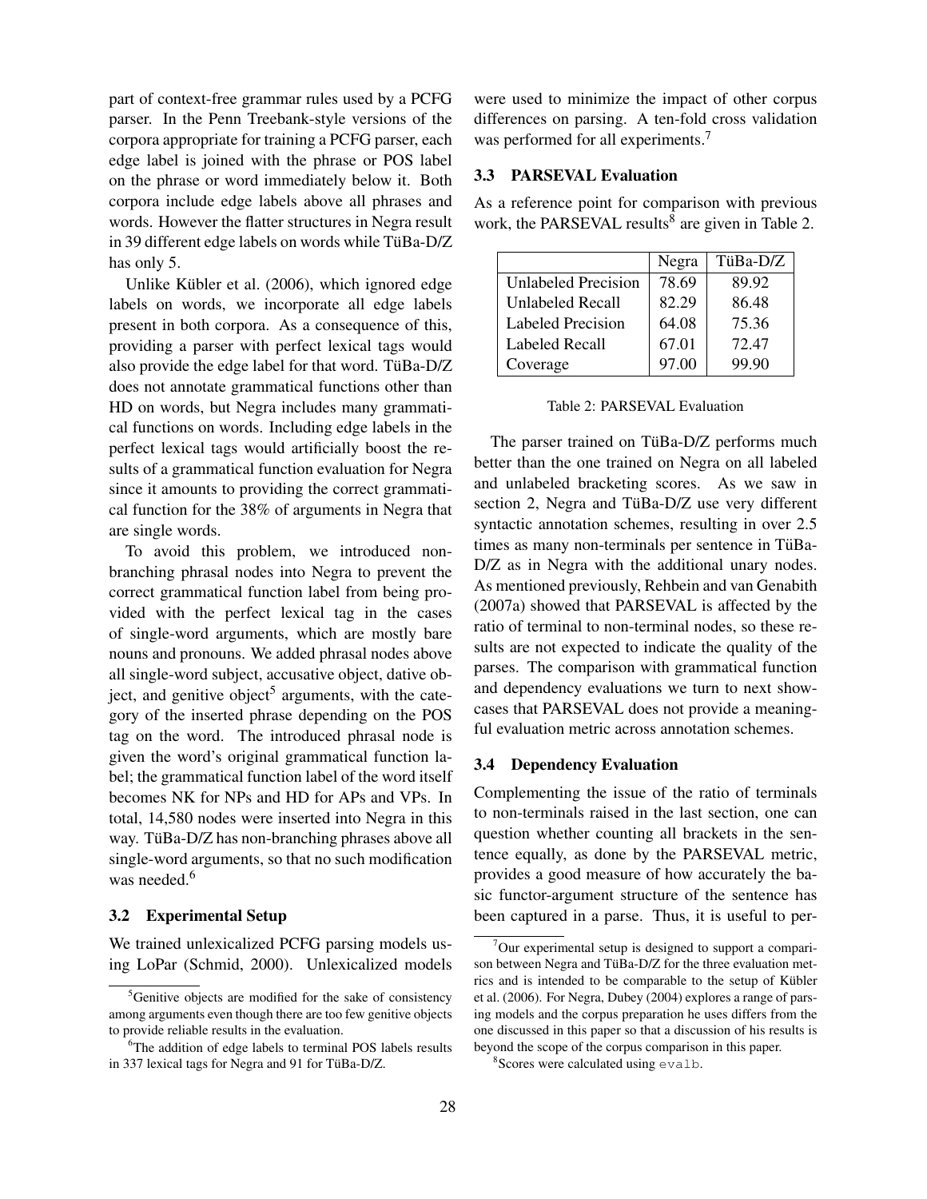part of context-free grammar rules used by a PCFG parser. In the Penn Treebank-style versions of the corpora appropriate for training a PCFG parser, each edge label is joined with the phrase or POS label on the phrase or word immediately below it. Both corpora include edge labels above all phrases and words. However the flatter structures in Negra result in 39 different edge labels on words while TüBa-D/Z has only 5.

Unlike Kübler et al. (2006), which ignored edge labels on words, we incorporate all edge labels present in both corpora. As a consequence of this, providing a parser with perfect lexical tags would also provide the edge label for that word. TüBa-D/Z does not annotate grammatical functions other than HD on words, but Negra includes many grammatical functions on words. Including edge labels in the perfect lexical tags would artificially boost the results of a grammatical function evaluation for Negra since it amounts to providing the correct grammatical function for the 38% of arguments in Negra that are single words.

To avoid this problem, we introduced non-branching phrasal nodes into Negra to prevent the correct grammatical function label from being provided with the perfect lexical tag in the cases of single-word arguments, which are mostly bare nouns and pronouns. We added phrasal nodes above all single-word subject, accusative object, dative object, and genitive object[5] arguments, with the category of the inserted phrase depending on the POS tag on the word. The introduced phrasal node is given the word's original grammatical function label; the grammatical function label of the word itself becomes NK for NPs and HD for APs and VPs. In total, 14,580 nodes were inserted into Negra in this way. TüBa-D/Z has non-branching phrases above all single-word arguments, so that no such modification was needed.[6]

### 3.2 Experimental Setup

We trained unlexicalized PCFG parsing models using LoPar (Schmid, 2000). Unlexicalized models were used to minimize the impact of other corpus differences on parsing. A ten-fold cross validation was performed for all experiments.[7]

### 3.3 PARSEVAL Evaluation

As a reference point for comparison with previous work, the PARSEVAL results[8] are given in Table 2.

| | Negra | TüBa-D/Z |
|---|---|---|
| Unlabeled Precision | 78.69 | 89.92 |
| Unlabeled Recall | 82.29 | 86.48 |
| Labeled Precision | 64.08 | 75.36 |
| Labeled Recall | 67.01 | 72.47 |
| Coverage | 97.00 | 99.90 |

Table 2: PARSEVAL Evaluation

The parser trained on TüBa-D/Z performs much better than the one trained on Negra on all labeled and unlabeled bracketing scores. As we saw in section 2, Negra and TüBa-D/Z use very different syntactic annotation schemes, resulting in over 2.5 times as many non-terminals per sentence in TüBa-D/Z as in Negra with the additional unary nodes. As mentioned previously, Rehbein and van Genabith (2007a) showed that PARSEVAL is affected by the ratio of terminal to non-terminal nodes, so these results are not expected to indicate the quality of the parses. The comparison with grammatical function and dependency evaluations we turn to next showcases that PARSEVAL does not provide a meaningful evaluation metric across annotation schemes.

### 3.4 Dependency Evaluation

Complementing the issue of the ratio of terminals to non-terminals raised in the last section, one can question whether counting all brackets in the sentence equally, as done by the PARSEVAL metric, provides a good measure of how accurately the basic functor-argument structure of the sentence has been captured in a parse. Thus, it is useful to per-

---

[5] Genitive objects are modified for the sake of consistency among arguments even though there are too few genitive objects to provide reliable results in the evaluation.

[6] The addition of edge labels to terminal POS labels results in 337 lexical tags for Negra and 91 for TüBa-D/Z.

[7] Our experimental setup is designed to support a comparison between Negra and TüBa-D/Z for the three evaluation metrics and is intended to be comparable to the setup of Kübler et al. (2006). For Negra, Dubey (2004) explores a range of parsing models and the corpus preparation he uses differs from the one discussed in this paper so that a discussion of his results is beyond the scope of the corpus comparison in this paper.

[8] Scores were calculated using `evalb`.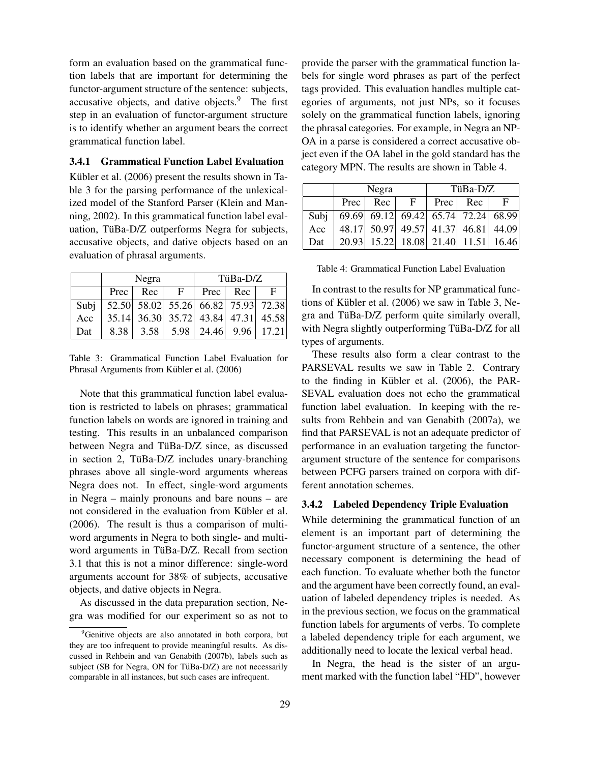form an evaluation based on the grammatical function labels that are important for determining the functor-argument structure of the sentence: subjects, accusative objects, and dative objects.[9] The first step in an evaluation of functor-argument structure is to identify whether an argument bears the correct grammatical function label.

### 3.4.1 Grammatical Function Label Evaluation

Kübler et al. (2006) present the results shown in Table 3 for the parsing performance of the unlexicalized model of the Stanford Parser (Klein and Manning, 2002). In this grammatical function label evaluation, TüBa-D/Z outperforms Negra for subjects, accusative objects, and dative objects based on an evaluation of phrasal arguments.

| | Negra | | | TüBa-D/Z | | |
|---|---|---|---|---|---|---|
| | Prec | Rec | F | Prec | Rec | F |
| Subj | 52.50 | 58.02 | 55.26 | 66.82 | 75.93 | 72.38 |
| Acc | 35.14 | 36.30 | 35.72 | 43.84 | 47.31 | 45.58 |
| Dat | 8.38 | 3.58 | 5.98 | 24.46 | 9.96 | 17.21 |

Table 3: Grammatical Function Label Evaluation for Phrasal Arguments from Kübler et al. (2006)

Note that this grammatical function label evaluation is restricted to labels on phrases; grammatical function labels on words are ignored in training and testing. This results in an unbalanced comparison between Negra and TüBa-D/Z since, as discussed in section 2, TüBa-D/Z includes unary-branching phrases above all single-word arguments whereas Negra does not. In effect, single-word arguments in Negra – mainly pronouns and bare nouns – are not considered in the evaluation from Kübler et al. (2006). The result is thus a comparison of multi-word arguments in Negra to both single- and multi-word arguments in TüBa-D/Z. Recall from section 3.1 that this is not a minor difference: single-word arguments account for 38% of subjects, accusative objects, and dative objects in Negra.

As discussed in the data preparation section, Negra was modified for our experiment so as not to provide the parser with the grammatical function labels for single word phrases as part of the perfect tags provided. This evaluation handles multiple categories of arguments, not just NPs, so it focuses solely on the grammatical function labels, ignoring the phrasal categories. For example, in Negra an NP-OA in a parse is considered a correct accusative object even if the OA label in the gold standard has the category MPN. The results are shown in Table 4.

| | Negra | | | TüBa-D/Z | | |
|---|---|---|---|---|---|---|
| | Prec | Rec | F | Prec | Rec | F |
| Subj | 69.69 | 69.12 | 69.42 | 65.74 | 72.24 | 68.99 |
| Acc | 48.17 | 50.97 | 49.57 | 41.37 | 46.81 | 44.09 |
| Dat | 20.93 | 15.22 | 18.08 | 21.40 | 11.51 | 16.46 |

Table 4: Grammatical Function Label Evaluation

In contrast to the results for NP grammatical functions of Kübler et al. (2006) we saw in Table 3, Negra and TüBa-D/Z perform quite similarly overall, with Negra slightly outperforming TüBa-D/Z for all types of arguments.

These results also form a clear contrast to the PARSEVAL results we saw in Table 2. Contrary to the finding in Kübler et al. (2006), the PARSEVAL evaluation does not echo the grammatical function label evaluation. In keeping with the results from Rehbein and van Genabith (2007a), we find that PARSEVAL is not an adequate predictor of performance in an evaluation targeting the functor-argument structure of the sentence for comparisons between PCFG parsers trained on corpora with different annotation schemes.

### 3.4.2 Labeled Dependency Triple Evaluation

While determining the grammatical function of an element is an important part of determining the functor-argument structure of a sentence, the other necessary component is determining the head of each function. To evaluate whether both the functor and the argument have been correctly found, an evaluation of labeled dependency triples is needed. As in the previous section, we focus on the grammatical function labels for arguments of verbs. To complete a labeled dependency triple for each argument, we additionally need to locate the lexical verbal head.

In Negra, the head is the sister of an argument marked with the function label "HD", however

[9] Genitive objects are also annotated in both corpora, but they are too infrequent to provide meaningful results. As discussed in Rehbein and van Genabith (2007b), labels such as subject (SB for Negra, ON for TüBa-D/Z) are not necessarily comparable in all instances, but such cases are infrequent.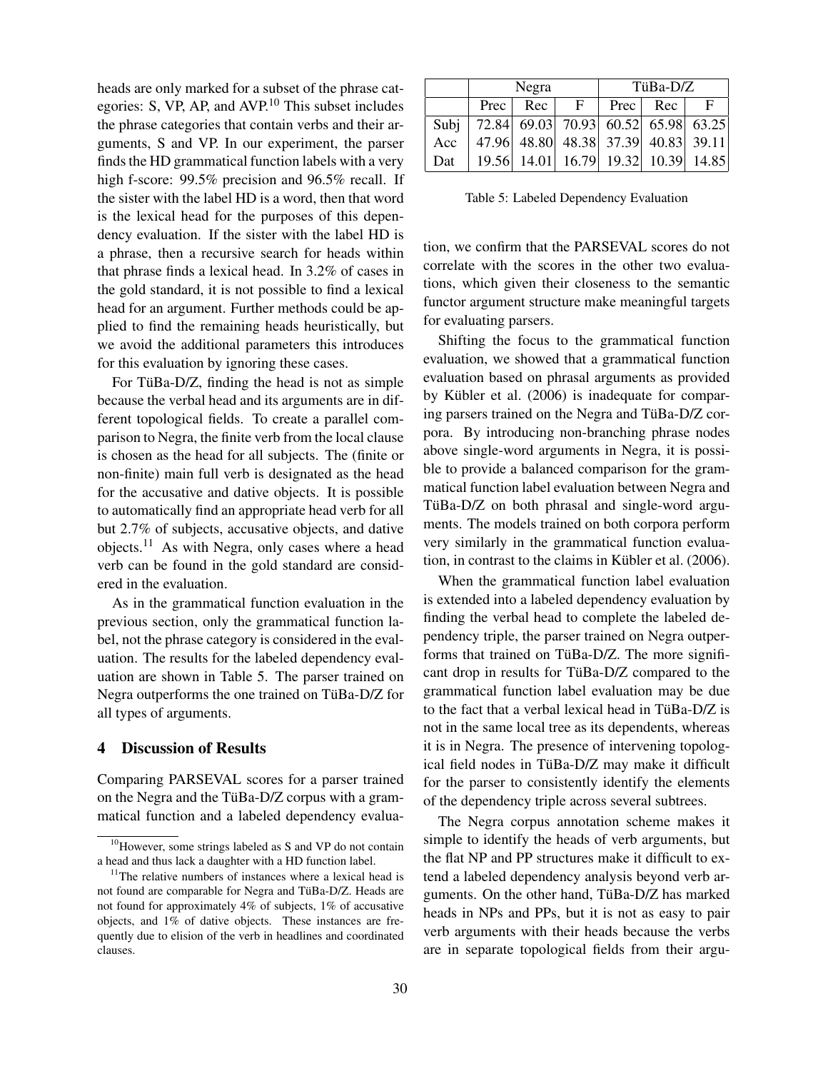heads are only marked for a subset of the phrase categories: S, VP, AP, and AVP.[10] This subset includes the phrase categories that contain verbs and their arguments, S and VP. In our experiment, the parser finds the HD grammatical function labels with a very high f-score: 99.5% precision and 96.5% recall. If the sister with the label HD is a word, then that word is the lexical head for the purposes of this dependency evaluation. If the sister with the label HD is a phrase, then a recursive search for heads within that phrase finds a lexical head. In 3.2% of cases in the gold standard, it is not possible to find a lexical head for an argument. Further methods could be applied to find the remaining heads heuristically, but we avoid the additional parameters this introduces for this evaluation by ignoring these cases.

For TüBa-D/Z, finding the head is not as simple because the verbal head and its arguments are in different topological fields. To create a parallel comparison to Negra, the finite verb from the local clause is chosen as the head for all subjects. The (finite or non-finite) main full verb is designated as the head for the accusative and dative objects. It is possible to automatically find an appropriate head verb for all but 2.7% of subjects, accusative objects, and dative objects.[11] As with Negra, only cases where a head verb can be found in the gold standard are considered in the evaluation.

As in the grammatical function evaluation in the previous section, only the grammatical function label, not the phrase category is considered in the evaluation. The results for the labeled dependency evaluation are shown in Table 5. The parser trained on Negra outperforms the one trained on TüBa-D/Z for all types of arguments.

| | Negra | | | TüBa-D/Z | | |
|---|---|---|---|---|---|---|
| | Prec | Rec | F | Prec | Rec | F |
| Subj | 72.84 | 69.03 | 70.93 | 60.52 | 65.98 | 63.25 |
| Acc | 47.96 | 48.80 | 48.38 | 37.39 | 40.83 | 39.11 |
| Dat | 19.56 | 14.01 | 16.79 | 19.32 | 10.39 | 14.85 |

Table 5: Labeled Dependency Evaluation

## 4 Discussion of Results

Comparing PARSEVAL scores for a parser trained on the Negra and the TüBa-D/Z corpus with a grammatical function and a labeled dependency evaluation, we confirm that the PARSEVAL scores do not correlate with the scores in the other two evaluations, which given their closeness to the semantic functor argument structure make meaningful targets for evaluating parsers.

Shifting the focus to the grammatical function evaluation, we showed that a grammatical function evaluation based on phrasal arguments as provided by Kübler et al. (2006) is inadequate for comparing parsers trained on the Negra and TüBa-D/Z corpora. By introducing non-branching phrase nodes above single-word arguments in Negra, it is possible to provide a balanced comparison for the grammatical function label evaluation between Negra and TüBa-D/Z on both phrasal and single-word arguments. The models trained on both corpora perform very similarly in the grammatical function evaluation, in contrast to the claims in Kübler et al. (2006).

When the grammatical function label evaluation is extended into a labeled dependency evaluation by finding the verbal head to complete the labeled dependency triple, the parser trained on Negra outperforms that trained on TüBa-D/Z. The more significant drop in results for TüBa-D/Z compared to the grammatical function label evaluation may be due to the fact that a verbal lexical head in TüBa-D/Z is not in the same local tree as its dependents, whereas it is in Negra. The presence of intervening topological field nodes in TüBa-D/Z may make it difficult for the parser to consistently identify the elements of the dependency triple across several subtrees.

The Negra corpus annotation scheme makes it simple to identify the heads of verb arguments, but the flat NP and PP structures make it difficult to extend a labeled dependency analysis beyond verb arguments. On the other hand, TüBa-D/Z has marked heads in NPs and PPs, but it is not as easy to pair verb arguments with their heads because the verbs are in separate topological fields from their argu-

[10] However, some strings labeled as S and VP do not contain a head and thus lack a daughter with a HD function label.

[11] The relative numbers of instances where a lexical head is not found are comparable for Negra and TüBa-D/Z. Heads are not found for approximately 4% of subjects, 1% of accusative objects, and 1% of dative objects. These instances are frequently due to elision of the verb in headlines and coordinated clauses.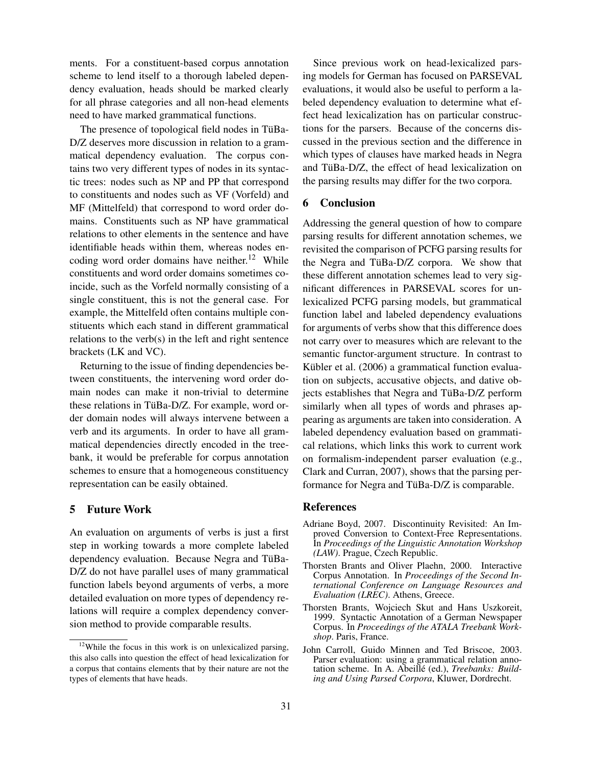ments. For a constituent-based corpus annotation scheme to lend itself to a thorough labeled dependency evaluation, heads should be marked clearly for all phrase categories and all non-head elements need to have marked grammatical functions.

The presence of topological field nodes in TüBa-D/Z deserves more discussion in relation to a grammatical dependency evaluation. The corpus contains two very different types of nodes in its syntactic trees: nodes such as NP and PP that correspond to constituents and nodes such as VF (Vorfeld) and MF (Mittelfeld) that correspond to word order domains. Constituents such as NP have grammatical relations to other elements in the sentence and have identifiable heads within them, whereas nodes encoding word order domains have neither.[12] While constituents and word order domains sometimes coincide, such as the Vorfeld normally consisting of a single constituent, this is not the general case. For example, the Mittelfeld often contains multiple constituents which each stand in different grammatical relations to the verb(s) in the left and right sentence brackets (LK and VC).

Returning to the issue of finding dependencies between constituents, the intervening word order domain nodes can make it non-trivial to determine these relations in TüBa-D/Z. For example, word order domain nodes will always intervene between a verb and its arguments. In order to have all grammatical dependencies directly encoded in the treebank, it would be preferable for corpus annotation schemes to ensure that a homogeneous constituency representation can be easily obtained.

## 5 Future Work

An evaluation on arguments of verbs is just a first step in working towards a more complete labeled dependency evaluation. Because Negra and TüBa-D/Z do not have parallel uses of many grammatical function labels beyond arguments of verbs, a more detailed evaluation on more types of dependency relations will require a complex dependency conversion method to provide comparable results.

Since previous work on head-lexicalized parsing models for German has focused on PARSEVAL evaluations, it would also be useful to perform a labeled dependency evaluation to determine what effect head lexicalization has on particular constructions for the parsers. Because of the concerns discussed in the previous section and the difference in which types of clauses have marked heads in Negra and TüBa-D/Z, the effect of head lexicalization on the parsing results may differ for the two corpora.

## 6 Conclusion

Addressing the general question of how to compare parsing results for different annotation schemes, we revisited the comparison of PCFG parsing results for the Negra and TüBa-D/Z corpora. We show that these different annotation schemes lead to very significant differences in PARSEVAL scores for unlexicalized PCFG parsing models, but grammatical function label and labeled dependency evaluations for arguments of verbs show that this difference does not carry over to measures which are relevant to the semantic functor-argument structure. In contrast to Kübler et al. (2006) a grammatical function evaluation on subjects, accusative objects, and dative objects establishes that Negra and TüBa-D/Z perform similarly when all types of words and phrases appearing as arguments are taken into consideration. A labeled dependency evaluation based on grammatical relations, which links this work to current work on formalism-independent parser evaluation (e.g., Clark and Curran, 2007), shows that the parsing performance for Negra and TüBa-D/Z is comparable.

## References

Adriane Boyd, 2007. Discontinuity Revisited: An Improved Conversion to Context-Free Representations. In *Proceedings of the Linguistic Annotation Workshop (LAW)*. Prague, Czech Republic.

Thorsten Brants and Oliver Plaehn, 2000. Interactive Corpus Annotation. In *Proceedings of the Second International Conference on Language Resources and Evaluation (LREC)*. Athens, Greece.

Thorsten Brants, Wojciech Skut and Hans Uszkoreit, 1999. Syntactic Annotation of a German Newspaper Corpus. In *Proceedings of the ATALA Treebank Workshop*. Paris, France.

John Carroll, Guido Minnen and Ted Briscoe, 2003. Parser evaluation: using a grammatical relation annotation scheme. In A. Abeillé (ed.), *Treebanks: Building and Using Parsed Corpora*, Kluwer, Dordrecht.

[12] While the focus in this work is on unlexicalized parsing, this also calls into question the effect of head lexicalization for a corpus that contains elements that by their nature are not the types of elements that have heads.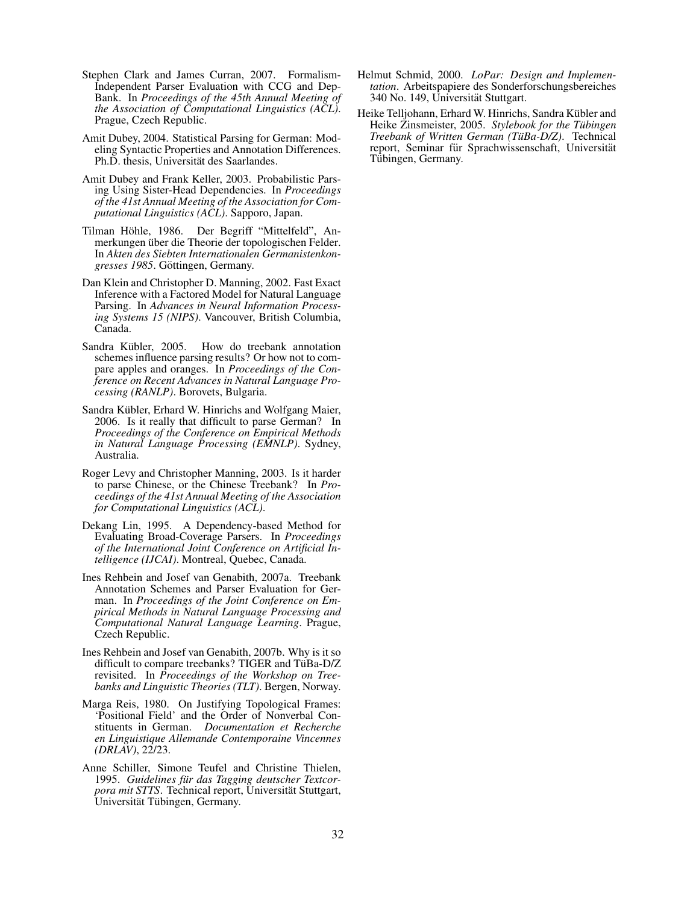Stephen Clark and James Curran, 2007. Formalism-Independent Parser Evaluation with CCG and DepBank. In *Proceedings of the 45th Annual Meeting of the Association of Computational Linguistics (ACL)*. Prague, Czech Republic.

Amit Dubey, 2004. Statistical Parsing for German: Modeling Syntactic Properties and Annotation Differences. Ph.D. thesis, Universität des Saarlandes.

Amit Dubey and Frank Keller, 2003. Probabilistic Parsing Using Sister-Head Dependencies. In *Proceedings of the 41st Annual Meeting of the Association for Computational Linguistics (ACL)*. Sapporo, Japan.

Tilman Höhle, 1986. Der Begriff "Mittelfeld", Anmerkungen über die Theorie der topologischen Felder. In *Akten des Siebten Internationalen Germanistenkongresses 1985*. Göttingen, Germany.

Dan Klein and Christopher D. Manning, 2002. Fast Exact Inference with a Factored Model for Natural Language Parsing. In *Advances in Neural Information Processing Systems 15 (NIPS)*. Vancouver, British Columbia, Canada.

Sandra Kübler, 2005. How do treebank annotation schemes influence parsing results? Or how not to compare apples and oranges. In *Proceedings of the Conference on Recent Advances in Natural Language Processing (RANLP)*. Borovets, Bulgaria.

Sandra Kübler, Erhard W. Hinrichs and Wolfgang Maier, 2006. Is it really that difficult to parse German? In *Proceedings of the Conference on Empirical Methods in Natural Language Processing (EMNLP)*. Sydney, Australia.

Roger Levy and Christopher Manning, 2003. Is it harder to parse Chinese, or the Chinese Treebank? In *Proceedings of the 41st Annual Meeting of the Association for Computational Linguistics (ACL)*.

Dekang Lin, 1995. A Dependency-based Method for Evaluating Broad-Coverage Parsers. In *Proceedings of the International Joint Conference on Artificial Intelligence (IJCAI)*. Montreal, Quebec, Canada.

Ines Rehbein and Josef van Genabith, 2007a. Treebank Annotation Schemes and Parser Evaluation for German. In *Proceedings of the Joint Conference on Empirical Methods in Natural Language Processing and Computational Natural Language Learning*. Prague, Czech Republic.

Ines Rehbein and Josef van Genabith, 2007b. Why is it so difficult to compare treebanks? TIGER and TüBa-D/Z revisited. In *Proceedings of the Workshop on Treebanks and Linguistic Theories (TLT)*. Bergen, Norway.

Marga Reis, 1980. On Justifying Topological Frames: 'Positional Field' and the Order of Nonverbal Constituents in German. *Documentation et Recherche en Linguistique Allemande Contemporaine Vincennes (DRLAV)*, 22/23.

Anne Schiller, Simone Teufel and Christine Thielen, 1995. *Guidelines für das Tagging deutscher Textcorpora mit STTS*. Technical report, Universität Stuttgart, Universität Tübingen, Germany.

Helmut Schmid, 2000. *LoPar: Design and Implementation*. Arbeitspapiere des Sonderforschungsbereiches 340 No. 149, Universität Stuttgart.

Heike Telljohann, Erhard W. Hinrichs, Sandra Kübler and Heike Zinsmeister, 2005. *Stylebook for the Tübingen Treebank of Written German (TüBa-D/Z)*. Technical report, Seminar für Sprachwissenschaft, Universität Tübingen, Germany.